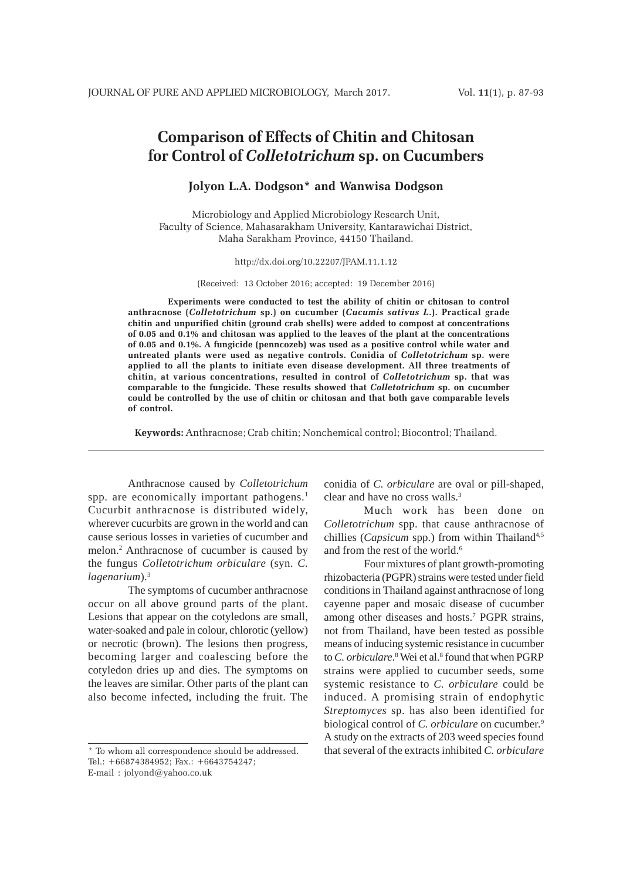# Comparison of Effects of Chitin and Chitosan for Control of *Colletotrichum* sp. on Cucumbers

**Jolyon L.A. Dodgson* and Wanwisa Dodgson**

Microbiology and Applied Microbiology Research Unit, Faculty of Science, Mahasarakham University, Kantarawichai District, Maha Sarakham Province, 44150 Thailand.

http://dx.doi.org/10.22207/JPAM.11.1.12

(Received: 13 October 2016; accepted: 19 December 2016)

**Experiments were conducted to test the ability of chitin or chitosan to control anthracnose (*Colletotrichum* sp.) on cucumber (*Cucumis sativus L.*). Practical grade chitin and unpurified chitin (ground crab shells) were added to compost at concentrations of 0.05 and 0.1% and chitosan was applied to the leaves of the plant at the concentrations of 0.05 and 0.1%. A fungicide (penncozeb) was used as a positive control while water and untreated plants were used as negative controls. Conidia of *Colletotrichum* sp. were applied to all the plants to initiate even disease development. All three treatments of chitin, at various concentrations, resulted in control of *Colletotrichum* sp. that was comparable to the fungicide. These results showed that *Colletotrichum* sp. on cucumber could be controlled by the use of chitin or chitosan and that both gave comparable levels of control.**

**Keywords:** Anthracnose; Crab chitin; Nonchemical control; Biocontrol; Thailand.

Anthracnose caused by *Colletotrichum* spp. are economically important pathogens.[1] Cucurbit anthracnose is distributed widely, wherever cucurbits are grown in the world and can cause serious losses in varieties of cucumber and melon.[2] Anthracnose of cucumber is caused by the fungus *Colletotrichum orbiculare* (syn. *C. lagenarium*).[3]

The symptoms of cucumber anthracnose occur on all above ground parts of the plant. Lesions that appear on the cotyledons are small, water-soaked and pale in colour, chlorotic (yellow) or necrotic (brown). The lesions then progress, becoming larger and coalescing before the cotyledon dries up and dies. The symptoms on the leaves are similar. Other parts of the plant can also become infected, including the fruit. The conidia of *C. orbiculare* are oval or pill-shaped, clear and have no cross walls.[3]

Much work has been done on *Colletotrichum* spp. that cause anthracnose of chillies (*Capsicum* spp.) from within Thailand[4,5] and from the rest of the world.[6]

Four mixtures of plant growth-promoting rhizobacteria (PGPR) strains were tested under field conditions in Thailand against anthracnose of long cayenne paper and mosaic disease of cucumber among other diseases and hosts.[7] PGPR strains, not from Thailand, have been tested as possible means of inducing systemic resistance in cucumber to *C. orbiculare*.[8] Wei et al.[8] found that when PGRP strains were applied to cucumber seeds, some systemic resistance to *C. orbiculare* could be induced. A promising strain of endophytic *Streptomyces* sp. has also been identified for biological control of *C. orbiculare* on cucumber.[9] A study on the extracts of 203 weed species found that several of the extracts inhibited *C. orbiculare*

* To whom all correspondence should be addressed.
Tel.: +66874384952; Fax.: +6643754247;
E-mail : jolyond@yahoo.co.uk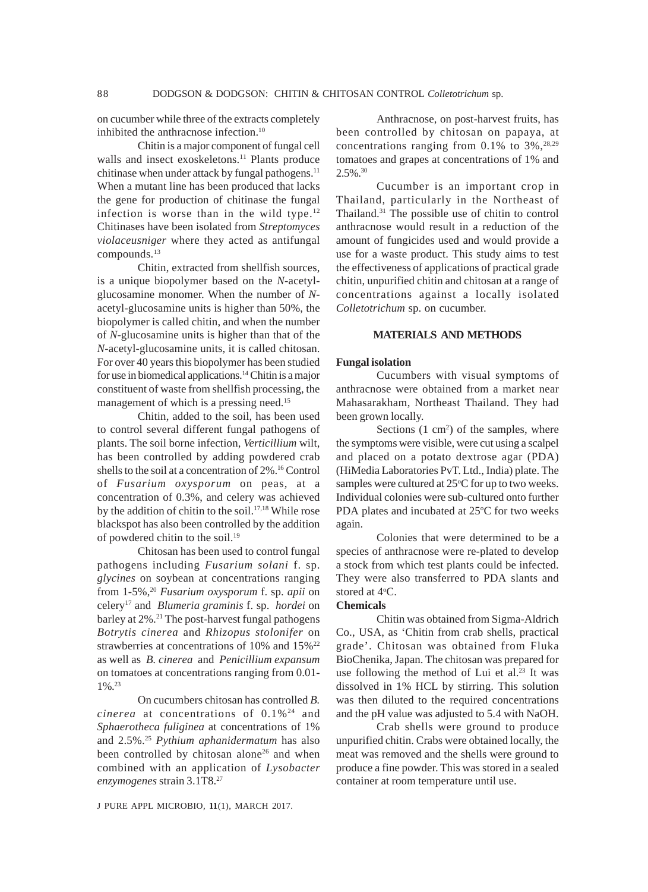on cucumber while three of the extracts completely inhibited the anthracnose infection.[10]

Chitin is a major component of fungal cell walls and insect exoskeletons.[11] Plants produce chitinase when under attack by fungal pathogens.[11] When a mutant line has been produced that lacks the gene for production of chitinase the fungal infection is worse than in the wild type.[12] Chitinases have been isolated from *Streptomyces violaceusniger* where they acted as antifungal compounds.[13]

Chitin, extracted from shellfish sources, is a unique biopolymer based on the *N*-acetyl-glucosamine monomer. When the number of *N*-acetyl-glucosamine units is higher than 50%, the biopolymer is called chitin, and when the number of *N*-glucosamine units is higher than that of the *N*-acetyl-glucosamine units, it is called chitosan. For over 40 years this biopolymer has been studied for use in biomedical applications.[14] Chitin is a major constituent of waste from shellfish processing, the management of which is a pressing need.[15]

Chitin, added to the soil, has been used to control several different fungal pathogens of plants. The soil borne infection, *Verticillium* wilt, has been controlled by adding powdered crab shells to the soil at a concentration of 2%.[16] Control of *Fusarium oxysporum* on peas, at a concentration of 0.3%, and celery was achieved by the addition of chitin to the soil.[17,18] While rose blackspot has also been controlled by the addition of powdered chitin to the soil.[19]

Chitosan has been used to control fungal pathogens including *Fusarium solani* f. sp. *glycines* on soybean at concentrations ranging from 1-5%,[20] *Fusarium oxysporum* f. sp. *apii* on celery[17] and *Blumeria graminis* f. sp. *hordei* on barley at 2%.[21] The post-harvest fungal pathogens *Botrytis cinerea* and *Rhizopus stolonifer* on strawberries at concentrations of 10% and 15%[22] as well as *B. cinerea* and *Penicillium expansum* on tomatoes at concentrations ranging from 0.01-1%.[23]

On cucumbers chitosan has controlled *B. cinerea* at concentrations of 0.1%[24] and *Sphaerotheca fuliginea* at concentrations of 1% and 2.5%.[25] *Pythium aphanidermatum* has also been controlled by chitosan alone[26] and when combined with an application of *Lysobacter enzymogenes* strain 3.1T8.[27]

Anthracnose, on post-harvest fruits, has been controlled by chitosan on papaya, at concentrations ranging from 0.1% to 3%,[28,29] tomatoes and grapes at concentrations of 1% and 2.5%.[30]

Cucumber is an important crop in Thailand, particularly in the Northeast of Thailand.[31] The possible use of chitin to control anthracnose would result in a reduction of the amount of fungicides used and would provide a use for a waste product. This study aims to test the effectiveness of applications of practical grade chitin, unpurified chitin and chitosan at a range of concentrations against a locally isolated *Colletotrichum* sp. on cucumber.

## MATERIALS AND METHODS

### Fungal isolation

Cucumbers with visual symptoms of anthracnose were obtained from a market near Mahasarakham, Northeast Thailand. They had been grown locally.

Sections (1 $cm^2$) of the samples, where the symptoms were visible, were cut using a scalpel and placed on a potato dextrose agar (PDA) (HiMedia Laboratories PvT. Ltd., India) plate. The samples were cultured at 25°C for up to two weeks. Individual colonies were sub-cultured onto further PDA plates and incubated at 25°C for two weeks again.

Colonies that were determined to be a species of anthracnose were re-plated to develop a stock from which test plants could be infected. They were also transferred to PDA slants and stored at 4°C.

### Chemicals

Chitin was obtained from Sigma-Aldrich Co., USA, as 'Chitin from crab shells, practical grade'. Chitosan was obtained from Fluka BioChenika, Japan. The chitosan was prepared for use following the method of Lui et al.[23] It was dissolved in 1% HCL by stirring. This solution was then diluted to the required concentrations and the pH value was adjusted to 5.4 with NaOH.

Crab shells were ground to produce unpurified chitin. Crabs were obtained locally, the meat was removed and the shells were ground to produce a fine powder. This was stored in a sealed container at room temperature until use.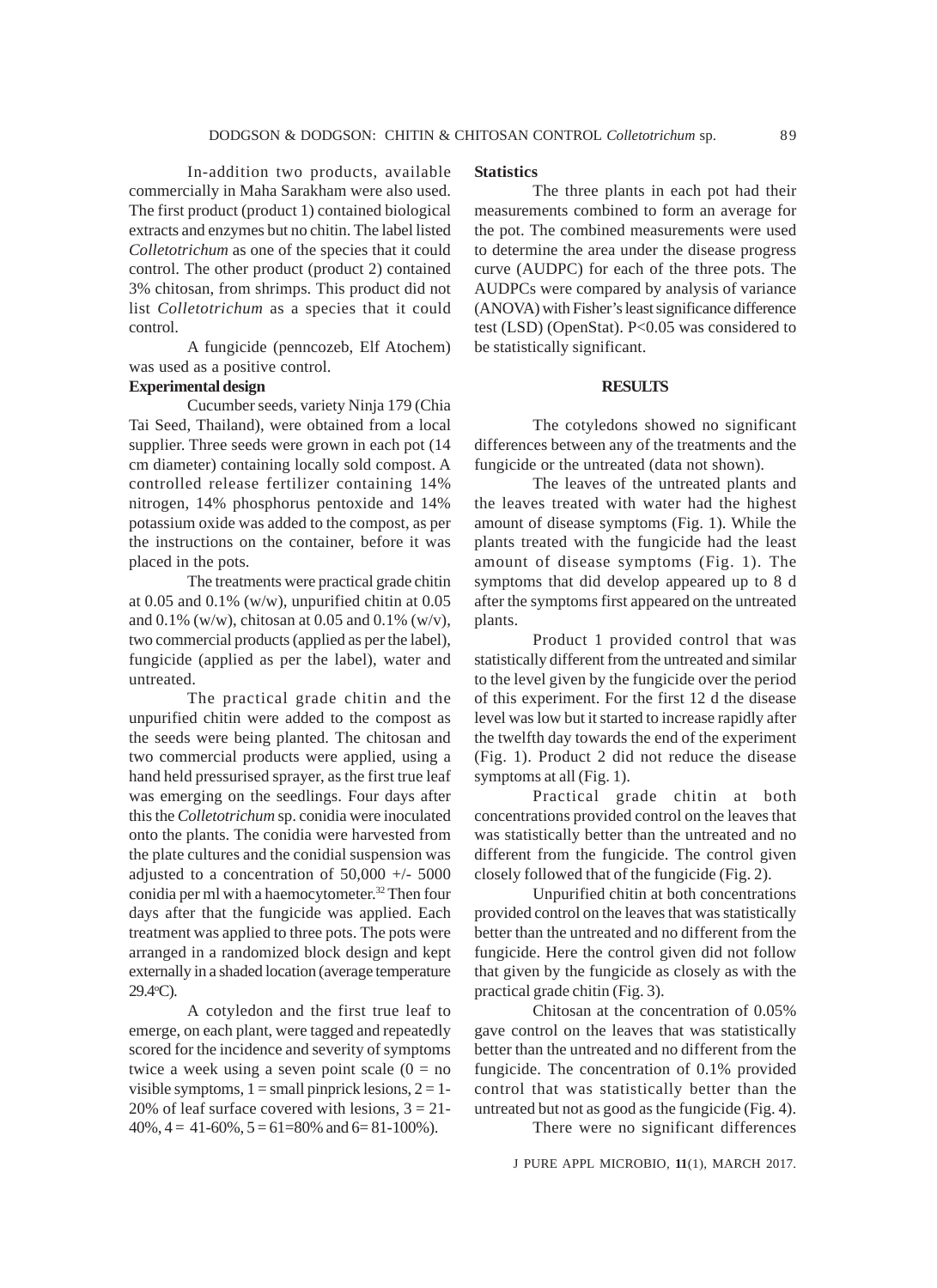In-addition two products, available commercially in Maha Sarakham were also used. The first product (product 1) contained biological extracts and enzymes but no chitin. The label listed *Colletotrichum* as one of the species that it could control. The other product (product 2) contained 3% chitosan, from shrimps. This product did not list *Colletotrichum* as a species that it could control.

A fungicide (penncozeb, Elf Atochem) was used as a positive control.

**Experimental design**

Cucumber seeds, variety Ninja 179 (Chia Tai Seed, Thailand), were obtained from a local supplier. Three seeds were grown in each pot (14 cm diameter) containing locally sold compost. A controlled release fertilizer containing 14% nitrogen, 14% phosphorus pentoxide and 14% potassium oxide was added to the compost, as per the instructions on the container, before it was placed in the pots.

The treatments were practical grade chitin at 0.05 and 0.1% (w/w), unpurified chitin at 0.05 and 0.1% (w/w), chitosan at 0.05 and 0.1% (w/v), two commercial products (applied as per the label), fungicide (applied as per the label), water and untreated.

The practical grade chitin and the unpurified chitin were added to the compost as the seeds were being planted. The chitosan and two commercial products were applied, using a hand held pressurised sprayer, as the first true leaf was emerging on the seedlings. Four days after this the *Colletotrichum* sp. conidia were inoculated onto the plants. The conidia were harvested from the plate cultures and the conidial suspension was adjusted to a concentration of 50,000 +/- 5000 conidia per ml with a haemocytometer.[32] Then four days after that the fungicide was applied. Each treatment was applied to three pots. The pots were arranged in a randomized block design and kept externally in a shaded location (average temperature 29.4°C).

A cotyledon and the first true leaf to emerge, on each plant, were tagged and repeatedly scored for the incidence and severity of symptoms twice a week using a seven point scale (0 = no visible symptoms, 1 = small pinprick lesions, 2 = 1-20% of leaf surface covered with lesions, 3 = 21-40%, 4 = 41-60%, 5 = 61=80% and 6= 81-100%).

**Statistics**

The three plants in each pot had their measurements combined to form an average for the pot. The combined measurements were used to determine the area under the disease progress curve (AUDPC) for each of the three pots. The AUDPCs were compared by analysis of variance (ANOVA) with Fisher's least significance difference test (LSD) (OpenStat). $P<0.05$ was considered to be statistically significant.

## RESULTS

The cotyledons showed no significant differences between any of the treatments and the fungicide or the untreated (data not shown).

The leaves of the untreated plants and the leaves treated with water had the highest amount of disease symptoms (Fig. 1). While the plants treated with the fungicide had the least amount of disease symptoms (Fig. 1). The symptoms that did develop appeared up to 8 d after the symptoms first appeared on the untreated plants.

Product 1 provided control that was statistically different from the untreated and similar to the level given by the fungicide over the period of this experiment. For the first 12 d the disease level was low but it started to increase rapidly after the twelfth day towards the end of the experiment (Fig. 1). Product 2 did not reduce the disease symptoms at all (Fig. 1).

Practical grade chitin at both concentrations provided control on the leaves that was statistically better than the untreated and no different from the fungicide. The control given closely followed that of the fungicide (Fig. 2).

Unpurified chitin at both concentrations provided control on the leaves that was statistically better than the untreated and no different from the fungicide. Here the control given did not follow that given by the fungicide as closely as with the practical grade chitin (Fig. 3).

Chitosan at the concentration of 0.05% gave control on the leaves that was statistically better than the untreated and no different from the fungicide. The concentration of 0.1% provided control that was statistically better than the untreated but not as good as the fungicide (Fig. 4).

There were no significant differences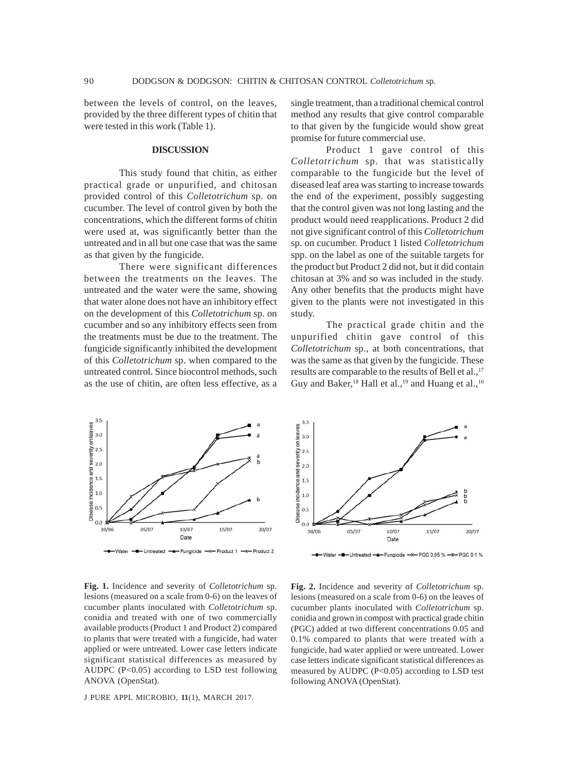between the levels of control, on the leaves, provided by the three different types of chitin that were tested in this work (Table 1).

## DISCUSSION

This study found that chitin, as either practical grade or unpurified, and chitosan provided control of this *Colletotrichum* sp. on cucumber. The level of control given by both the concentrations, which the different forms of chitin were used at, was significantly better than the untreated and in all but one case that was the same as that given by the fungicide.

There were significant differences between the treatments on the leaves. The untreated and the water were the same, showing that water alone does not have an inhibitory effect on the development of this *Colletotrichum* sp. on cucumber and so any inhibitory effects seen from the treatments must be due to the treatment. The fungicide significantly inhibited the development of this *Colletotrichum* sp. when compared to the untreated control. Since biocontrol methods, such as the use of chitin, are often less effective, as a single treatment, than a traditional chemical control method any results that give control comparable to that given by the fungicide would show great promise for future commercial use.

Product 1 gave control of this *Colletotrichum* sp. that was statistically comparable to the fungicide but the level of diseased leaf area was starting to increase towards the end of the experiment, possibly suggesting that the control given was not long lasting and the product would need reapplications. Product 2 did not give significant control of this *Colletotrichum* sp. on cucumber. Product 1 listed *Colletotrichum* spp. on the label as one of the suitable targets for the product but Product 2 did not, but it did contain chitosan at 3% and so was included in the study. Any other benefits that the products might have given to the plants were not investigated in this study.

The practical grade chitin and the unpurified chitin gave control of this *Colletotrichum* sp., at both concentrations, that was the same as that given by the fungicide. These results are comparable to the results of Bell et al.,[17] Guy and Baker,[18] Hall et al.,[19] and Huang et al.,[16]

**Fig. 1.** Incidence and severity of *Colletotrichum* sp. lesions (measured on a scale from 0-6) on the leaves of cucumber plants inoculated with *Colletotrichum* sp. conidia and treated with one of two commercially available products (Product 1 and Product 2) compared to plants that were treated with a fungicide, had water applied or were untreated. Lower case letters indicate significant statistical differences as measured by AUDPC (P<0.05) according to LSD test following ANOVA (OpenStat).

**Fig. 2.** Incidence and severity of *Colletotrichum* sp. lesions (measured on a scale from 0-6) on the leaves of cucumber plants inoculated with *Colletotrichum* sp. conidia and grown in compost with practical grade chitin (PGC) added at two different concentrations 0.05 and 0.1% compared to plants that were treated with a fungicide, had water applied or were untreated. Lower case letters indicate significant statistical differences as measured by AUDPC (P<0.05) according to LSD test following ANOVA (OpenStat).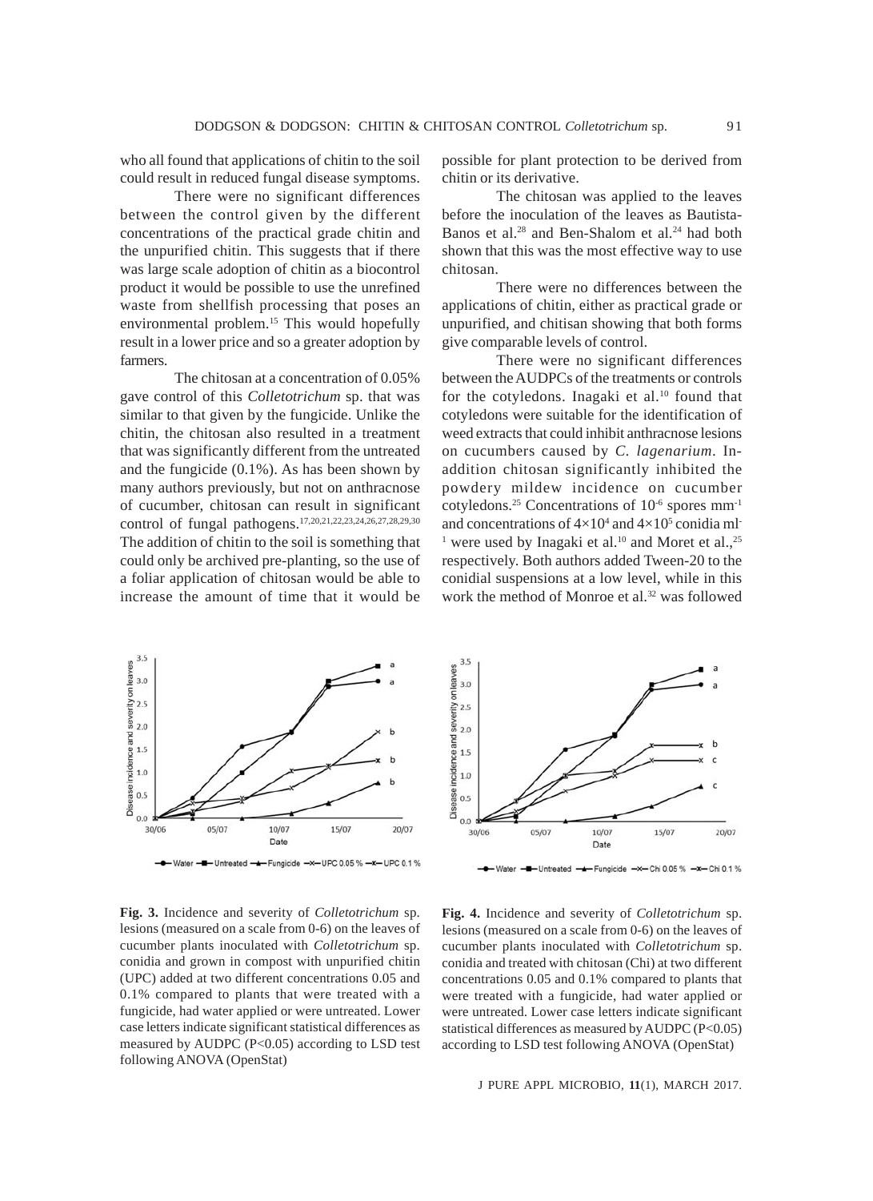who all found that applications of chitin to the soil could result in reduced fungal disease symptoms.

There were no significant differences between the control given by the different concentrations of the practical grade chitin and the unpurified chitin. This suggests that if there was large scale adoption of chitin as a biocontrol product it would be possible to use the unrefined waste from shellfish processing that poses an environmental problem.[15] This would hopefully result in a lower price and so a greater adoption by farmers.

The chitosan at a concentration of 0.05% gave control of this *Colletotrichum* sp. that was similar to that given by the fungicide. Unlike the chitin, the chitosan also resulted in a treatment that was significantly different from the untreated and the fungicide (0.1%). As has been shown by many authors previously, but not on anthracnose of cucumber, chitosan can result in significant control of fungal pathogens.[17,20,21,22,23,24,26,27,28,29,30] The addition of chitin to the soil is something that could only be archived pre-planting, so the use of a foliar application of chitosan would be able to increase the amount of time that it would be possible for plant protection to be derived from chitin or its derivative.

The chitosan was applied to the leaves before the inoculation of the leaves as Bautista-Banos et al.[28] and Ben-Shalom et al.[24] had both shown that this was the most effective way to use chitosan.

There were no differences between the applications of chitin, either as practical grade or unpurified, and chitisan showing that both forms give comparable levels of control.

There were no significant differences between the AUDPCs of the treatments or controls for the cotyledons. Inagaki et al.[10] found that cotyledons were suitable for the identification of weed extracts that could inhibit anthracnose lesions on cucumbers caused by *C. lagenarium*. In-addition chitosan significantly inhibited the powdery mildew incidence on cucumber cotyledons.[25] Concentrations of $10^{-6}$ spores mm$^{-1}$ and concentrations of $4\times10^{4}$ and $4\times10^{5}$ conidia ml$^{-1}$ were used by Inagaki et al.[10] and Moret et al.,[25] respectively. Both authors added Tween-20 to the conidial suspensions at a low level, while in this work the method of Monroe et al.[32] was followed

**Fig. 3.** Incidence and severity of *Colletotrichum* sp. lesions (measured on a scale from 0-6) on the leaves of cucumber plants inoculated with *Colletotrichum* sp. conidia and grown in compost with unpurified chitin (UPC) added at two different concentrations 0.05 and 0.1% compared to plants that were treated with a fungicide, had water applied or were untreated. Lower case letters indicate significant statistical differences as measured by AUDPC (P<0.05) according to LSD test following ANOVA (OpenStat)

**Fig. 4.** Incidence and severity of *Colletotrichum* sp. lesions (measured on a scale from 0-6) on the leaves of cucumber plants inoculated with *Colletotrichum* sp. conidia and treated with chitosan (Chi) at two different concentrations 0.05 and 0.1% compared to plants that were treated with a fungicide, had water applied or were untreated. Lower case letters indicate significant statistical differences as measured by AUDPC (P<0.05) according to LSD test following ANOVA (OpenStat)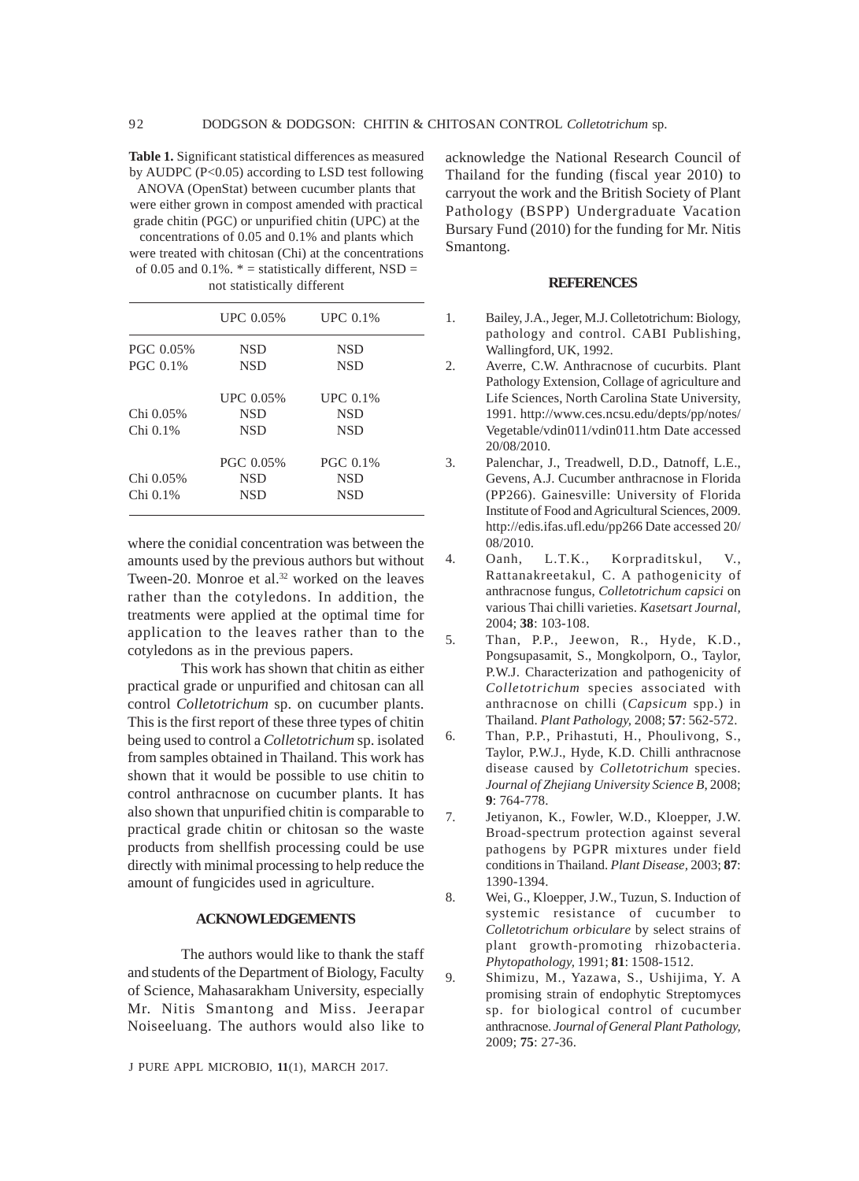**Table 1.** Significant statistical differences as measured by AUDPC (P<0.05) according to LSD test following ANOVA (OpenStat) between cucumber plants that were either grown in compost amended with practical grade chitin (PGC) or unpurified chitin (UPC) at the concentrations of 0.05 and 0.1% and plants which were treated with chitosan (Chi) at the concentrations of 0.05 and 0.1%. * = statistically different, NSD = not statistically different

| | UPC 0.05% | UPC 0.1% |
|---|---|---|
| PGC 0.05% | NSD | NSD |
| PGC 0.1% | NSD | NSD |
| | UPC 0.05% | UPC 0.1% |
| Chi 0.05% | NSD | NSD |
| Chi 0.1% | NSD | NSD |
| | PGC 0.05% | PGC 0.1% |
| Chi 0.05% | NSD | NSD |
| Chi 0.1% | NSD | NSD |

where the conidial concentration was between the amounts used by the previous authors but without Tween-20. Monroe et al.[32] worked on the leaves rather than the cotyledons. In addition, the treatments were applied at the optimal time for application to the leaves rather than to the cotyledons as in the previous papers.

This work has shown that chitin as either practical grade or unpurified and chitosan can all control *Colletotrichum* sp. on cucumber plants. This is the first report of these three types of chitin being used to control a *Colletotrichum* sp. isolated from samples obtained in Thailand. This work has shown that it would be possible to use chitin to control anthracnose on cucumber plants. It has also shown that unpurified chitin is comparable to practical grade chitin or chitosan so the waste products from shellfish processing could be use directly with minimal processing to help reduce the amount of fungicides used in agriculture.

## ACKNOWLEDGEMENTS

The authors would like to thank the staff and students of the Department of Biology, Faculty of Science, Mahasarakham University, especially Mr. Nitis Smantong and Miss. Jeerapar Noiseeluang. The authors would also like to acknowledge the National Research Council of Thailand for the funding (fiscal year 2010) to carryout the work and the British Society of Plant Pathology (BSPP) Undergraduate Vacation Bursary Fund (2010) for the funding for Mr. Nitis Smantong.

## REFERENCES

1. Bailey, J.A., Jeger, M.J. Colletotrichum: Biology, pathology and control. CABI Publishing, Wallingford, UK, 1992.
2. Averre, C.W. Anthracnose of cucurbits. Plant Pathology Extension, Collage of agriculture and Life Sciences, North Carolina State University, 1991. http://www.ces.ncsu.edu/depts/pp/notes/Vegetable/vdin011/vdin011.htm Date accessed 20/08/2010.
3. Palenchar, J., Treadwell, D.D., Datnoff, L.E., Gevens, A.J. Cucumber anthracnose in Florida (PP266). Gainesville: University of Florida Institute of Food and Agricultural Sciences, 2009. http://edis.ifas.ufl.edu/pp266 Date accessed 20/08/2010.
4. Oanh, L.T.K., Korpraditskul, V., Rattanakreetakul, C. A pathogenicity of anthracnose fungus, *Colletotrichum capsici* on various Thai chilli varieties. *Kasetsart Journal,* 2004; **38**: 103-108.
5. Than, P.P., Jeewon, R., Hyde, K.D., Pongsupasamit, S., Mongkolporn, O., Taylor, P.W.J. Characterization and pathogenicity of *Colletotrichum* species associated with anthracnose on chilli (*Capsicum* spp.) in Thailand. *Plant Pathology,* 2008; **57**: 562-572.
6. Than, P.P., Prihastuti, H., Phoulivong, S., Taylor, P.W.J., Hyde, K.D. Chilli anthracnose disease caused by *Colletotrichum* species. *Journal of Zhejiang University Science B,* 2008; **9**: 764-778.
7. Jetiyanon, K., Fowler, W.D., Kloepper, J.W. Broad-spectrum protection against several pathogens by PGPR mixtures under field conditions in Thailand. *Plant Disease,* 2003; **87**: 1390-1394.
8. Wei, G., Kloepper, J.W., Tuzun, S. Induction of systemic resistance of cucumber to *Colletotrichum orbiculare* by select strains of plant growth-promoting rhizobacteria. *Phytopathology,* 1991; **81**: 1508-1512.
9. Shimizu, M., Yazawa, S., Ushijima, Y. A promising strain of endophytic Streptomyces sp. for biological control of cucumber anthracnose. *Journal of General Plant Pathology,* 2009; **75**: 27-36.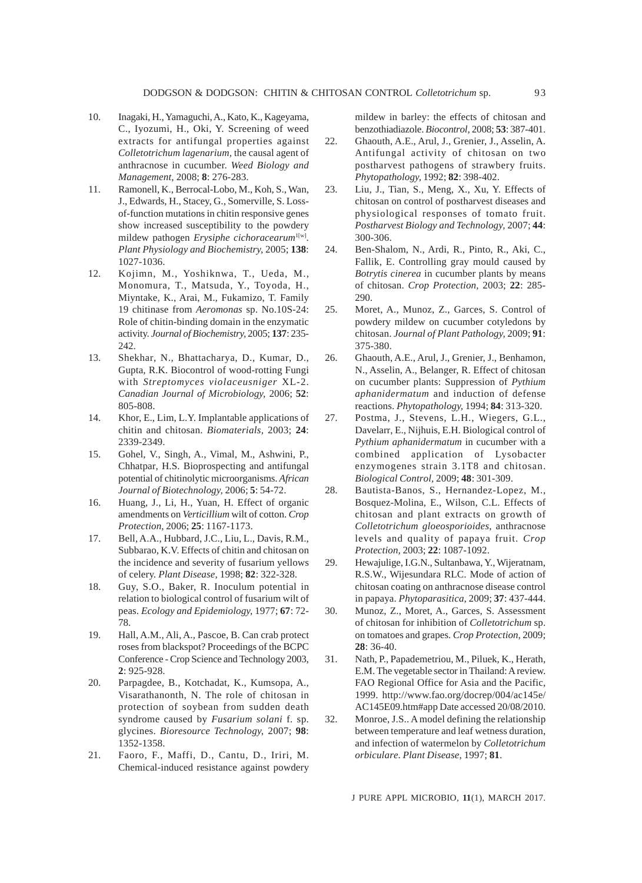10. Inagaki, H., Yamaguchi, A., Kato, K., Kageyama, C., Iyozumi, H., Oki, Y. Screening of weed extracts for antifungal properties against *Colletotrichum lagenarium*, the causal agent of anthracnose in cucumber. *Weed Biology and Management,* 2008; **8**: 276-283.
11. Ramonell, K., Berrocal-Lobo, M., Koh, S., Wan, J., Edwards, H., Stacey, G., Somerville, S. Loss-of-function mutations in chitin responsive genes show increased susceptibility to the powdery mildew pathogen *Erysiphe cichoracearum*[1[w]]. *Plant Physiology and Biochemistry,* 2005; **138**: 1027-1036.
12. Kojimn, M., Yoshiknwa, T., Ueda, M., Monomura, T., Matsuda, Y., Toyoda, H., Miyntake, K., Arai, M., Fukamizo, T. Family 19 chitinase from *Aeromonas* sp. No.10S-24: Role of chitin-binding domain in the enzymatic activity. *Journal of Biochemistry,* 2005; **137**: 235-242.
13. Shekhar, N., Bhattacharya, D., Kumar, D., Gupta, R.K. Biocontrol of wood-rotting Fungi with *Streptomyces violaceusniger* XL-2. *Canadian Journal of Microbiology,* 2006; **52**: 805-808.
14. Khor, E., Lim, L.Y. Implantable applications of chitin and chitosan. *Biomaterials,* 2003; **24**: 2339-2349.
15. Gohel, V., Singh, A., Vimal, M., Ashwini, P., Chhatpar, H.S. Bioprospecting and antifungal potential of chitinolytic microorganisms. *African Journal of Biotechnology,* 2006; **5**: 54-72.
16. Huang, J., Li, H., Yuan, H. Effect of organic amendments on *Verticillium* wilt of cotton. *Crop Protection,* 2006; **25**: 1167-1173.
17. Bell, A.A., Hubbard, J.C., Liu, L., Davis, R.M., Subbarao, K.V. Effects of chitin and chitosan on the incidence and severity of fusarium yellows of celery. *Plant Disease,* 1998; **82**: 322-328.
18. Guy, S.O., Baker, R. Inoculum potential in relation to biological control of fusarium wilt of peas. *Ecology and Epidemiology,* 1977; **67**: 72-78.
19. Hall, A.M., Ali, A., Pascoe, B. Can crab protect roses from blackspot? Proceedings of the BCPC Conference - Crop Science and Technology 2003, **2**: 925-928.
20. Parpagdee, B., Kotchadat, K., Kumsopa, A., Visarathanonth, N. The role of chitosan in protection of soybean from sudden death syndrome caused by *Fusarium solani* f. sp. glycines. *Bioresource Technology,* 2007; **98**: 1352-1358.
21. Faoro, F., Maffi, D., Cantu, D., Iriri, M. Chemical-induced resistance against powdery mildew in barley: the effects of chitosan and benzothiadiazole. *Biocontrol,* 2008; **53**: 387-401.
22. Ghaouth, A.E., Arul, J., Grenier, J., Asselin, A. Antifungal activity of chitosan on two postharvest pathogens of strawbery fruits. *Phytopathology,* 1992; **82**: 398-402.
23. Liu, J., Tian, S., Meng, X., Xu, Y. Effects of chitosan on control of postharvest diseases and physiological responses of tomato fruit. *Postharvest Biology and Technology,* 2007; **44**: 300-306.
24. Ben-Shalom, N., Ardi, R., Pinto, R., Aki, C., Fallik, E. Controlling gray mould caused by *Botrytis cinerea* in cucumber plants by means of chitosan. *Crop Protection,* 2003; **22**: 285-290.
25. Moret, A., Munoz, Z., Garces, S. Control of powdery mildew on cucumber cotyledons by chitosan. *Journal of Plant Pathology,* 2009; **91**: 375-380.
26. Ghaouth, A.E., Arul, J., Grenier, J., Benhamon, N., Asselin, A., Belanger, R. Effect of chitosan on cucumber plants: Suppression of *Pythium aphanidermatum* and induction of defense reactions. *Phytopathology,* 1994; **84**: 313-320.
27. Postma, J., Stevens, L.H., Wiegers, G.L., Davelarr, E., Nijhuis, E.H. Biological control of *Pythium aphanidermatum* in cucumber with a combined application of Lysobacter enzymogenes strain 3.1T8 and chitosan. *Biological Control,* 2009; **48**: 301-309.
28. Bautista-Banos, S., Hernandez-Lopez, M., Bosquez-Molina, E., Wilson, C.L. Effects of chitosan and plant extracts on growth of *Colletotrichum gloeosporioides*, anthracnose levels and quality of papaya fruit. *Crop Protection,* 2003; **22**: 1087-1092.
29. Hewajulige, I.G.N., Sultanbawa, Y., Wijeratnam, R.S.W., Wijesundara RLC. Mode of action of chitosan coating on anthracnose disease control in papaya. *Phytoparasitica,* 2009; **37**: 437-444.
30. Munoz, Z., Moret, A., Garces, S. Assessment of chitosan for inhibition of *Colletotrichum* sp. on tomatoes and grapes. *Crop Protection,* 2009; **28**: 36-40.
31. Nath, P., Papademetriou, M., Piluek, K., Herath, E.M. The vegetable sector in Thailand: A review. FAO Regional Office for Asia and the Pacific, 1999. http://www.fao.org/docrep/004/ac145e/AC145E09.htm#app Date accessed 20/08/2010.
32. Monroe, J.S.. A model defining the relationship between temperature and leaf wetness duration, and infection of watermelon by *Colletotrichum orbiculare*. *Plant Disease,* 1997; **81**.